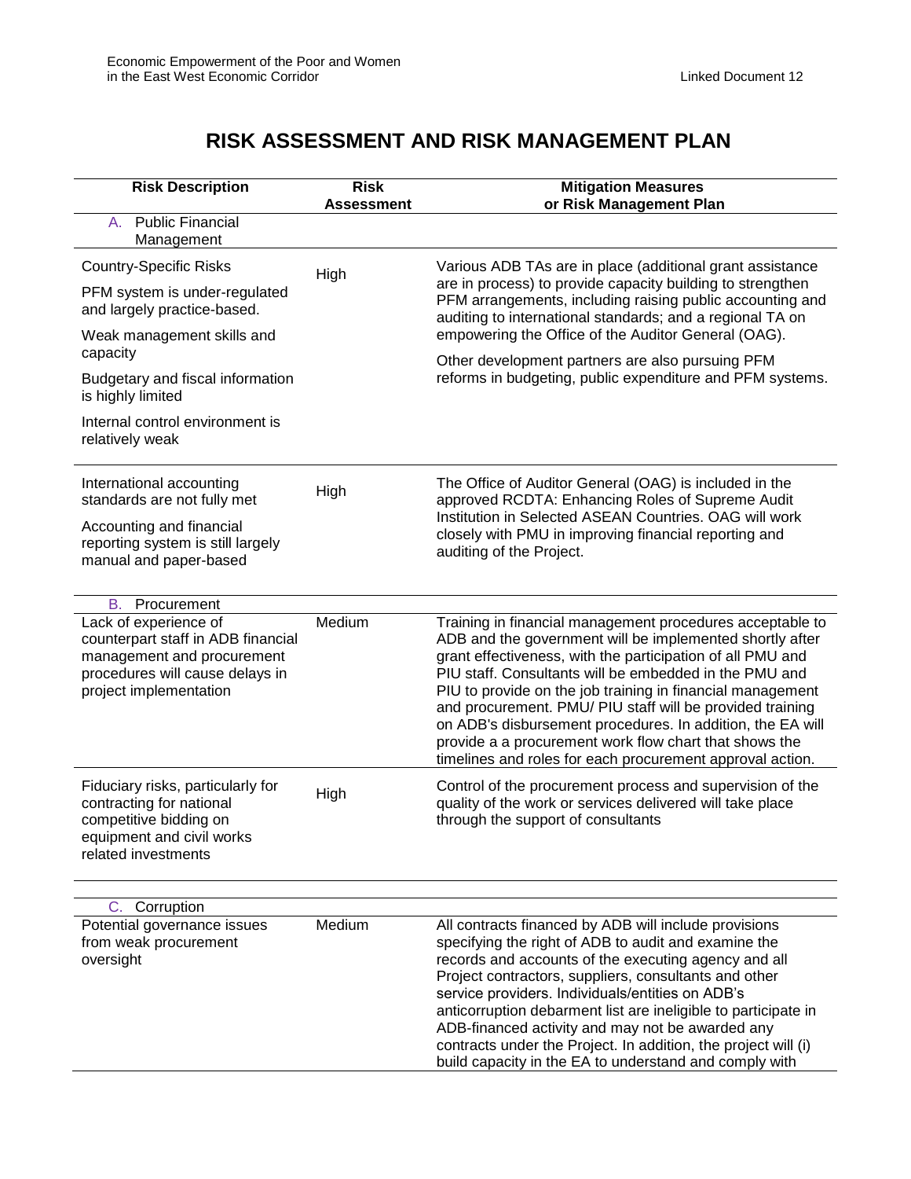# RISK ASSESSMENT AND RISK MANAGEMENT PLAN

| Risk Description | Risk Assessment | Mitigation Measures or Risk Management Plan |
|---|---|---|
| A. Public Financial Management | | |
| Country-Specific Risks<br><br>PFM system is under-regulated and largely practice-based.<br><br>Weak management skills and capacity<br><br>Budgetary and fiscal information is highly limited<br><br>Internal control environment is relatively weak | High | Various ADB TAs are in place (additional grant assistance are in process) to provide capacity building to strengthen PFM arrangements, including raising public accounting and auditing to international standards; and a regional TA on empowering the Office of the Auditor General (OAG).<br><br>Other development partners are also pursuing PFM reforms in budgeting, public expenditure and PFM systems. |
| International accounting standards are not fully met<br><br>Accounting and financial reporting system is still largely manual and paper-based | High | The Office of Auditor General (OAG) is included in the approved RCDTA: Enhancing Roles of Supreme Audit Institution in Selected ASEAN Countries. OAG will work closely with PMU in improving financial reporting and auditing of the Project. |
| B. Procurement | | |
| Lack of experience of counterpart staff in ADB financial management and procurement procedures will cause delays in project implementation | Medium | Training in financial management procedures acceptable to ADB and the government will be implemented shortly after grant effectiveness, with the participation of all PMU and PIU staff. Consultants will be embedded in the PMU and PIU to provide on the job training in financial management and procurement. PMU/ PIU staff will be provided training on ADB's disbursement procedures. In addition, the EA will provide a a procurement work flow chart that shows the timelines and roles for each procurement approval action. |
| Fiduciary risks, particularly for contracting for national competitive bidding on equipment and civil works related investments | High | Control of the procurement process and supervision of the quality of the work or services delivered will take place through the support of consultants |
| C. Corruption | | |
| Potential governance issues from weak procurement oversight | Medium | All contracts financed by ADB will include provisions specifying the right of ADB to audit and examine the records and accounts of the executing agency and all Project contractors, suppliers, consultants and other service providers. Individuals/entities on ADB's anticorruption debarment list are ineligible to participate in ADB-financed activity and may not be awarded any contracts under the Project. In addition, the project will (i) build capacity in the EA to understand and comply with |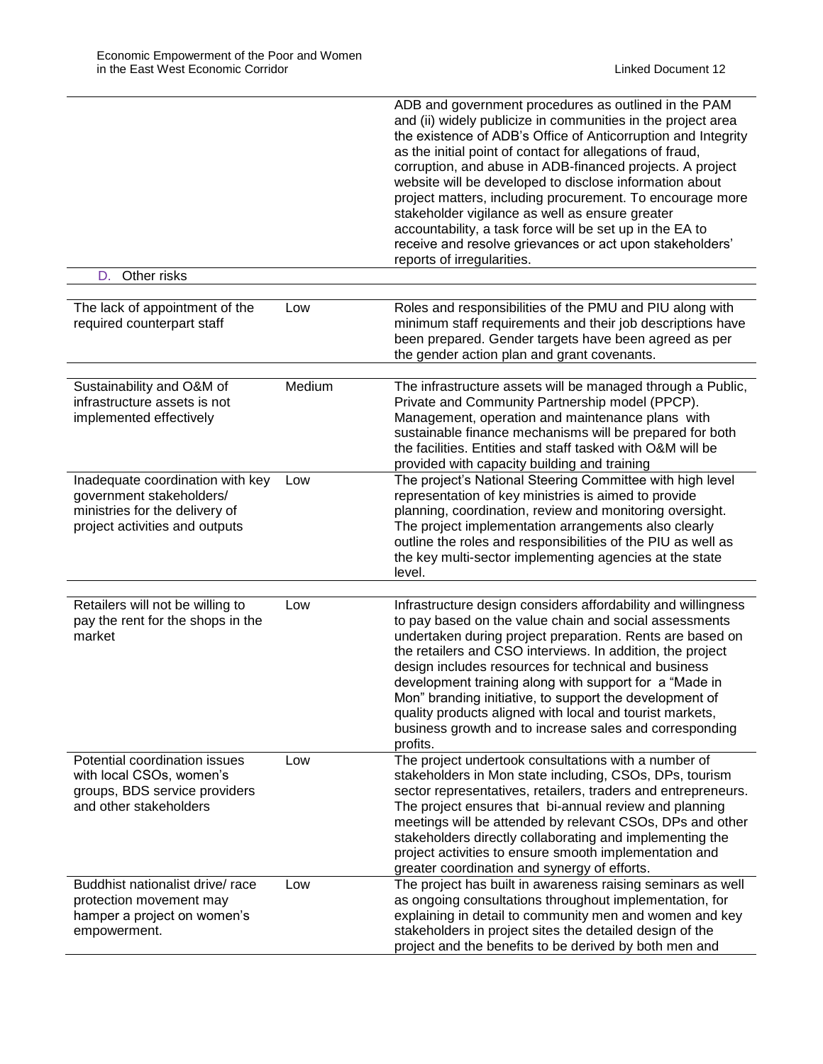| | | |
|---|---|---|
| | | ADB and government procedures as outlined in the PAM and (ii) widely publicize in communities in the project area the existence of ADB's Office of Anticorruption and Integrity as the initial point of contact for allegations of fraud, corruption, and abuse in ADB-financed projects. A project website will be developed to disclose information about project matters, including procurement. To encourage more stakeholder vigilance as well as ensure greater accountability, a task force will be set up in the EA to receive and resolve grievances or act upon stakeholders' reports of irregularities. |
| D. Other risks | | |
| The lack of appointment of the required counterpart staff | Low | Roles and responsibilities of the PMU and PIU along with minimum staff requirements and their job descriptions have been prepared. Gender targets have been agreed as per the gender action plan and grant covenants. |
| Sustainability and O&M of infrastructure assets is not implemented effectively | Medium | The infrastructure assets will be managed through a Public, Private and Community Partnership model (PPCP). Management, operation and maintenance plans with sustainable finance mechanisms will be prepared for both the facilities. Entities and staff tasked with O&M will be provided with capacity building and training |
| Inadequate coordination with key government stakeholders/ ministries for the delivery of project activities and outputs | Low | The project's National Steering Committee with high level representation of key ministries is aimed to provide planning, coordination, review and monitoring oversight. The project implementation arrangements also clearly outline the roles and responsibilities of the PIU as well as the key multi-sector implementing agencies at the state level. |
| Retailers will not be willing to pay the rent for the shops in the market | Low | Infrastructure design considers affordability and willingness to pay based on the value chain and social assessments undertaken during project preparation. Rents are based on the retailers and CSO interviews. In addition, the project design includes resources for technical and business development training along with support for a "Made in Mon" branding initiative, to support the development of quality products aligned with local and tourist markets, business growth and to increase sales and corresponding profits. |
| Potential coordination issues with local CSOs, women's groups, BDS service providers and other stakeholders | Low | The project undertook consultations with a number of stakeholders in Mon state including, CSOs, DPs, tourism sector representatives, retailers, traders and entrepreneurs. The project ensures that bi-annual review and planning meetings will be attended by relevant CSOs, DPs and other stakeholders directly collaborating and implementing the project activities to ensure smooth implementation and greater coordination and synergy of efforts. |
| Buddhist nationalist drive/ race protection movement may hamper a project on women's empowerment. | Low | The project has built in awareness raising seminars as well as ongoing consultations throughout implementation, for explaining in detail to community men and women and key stakeholders in project sites the detailed design of the project and the benefits to be derived by both men and |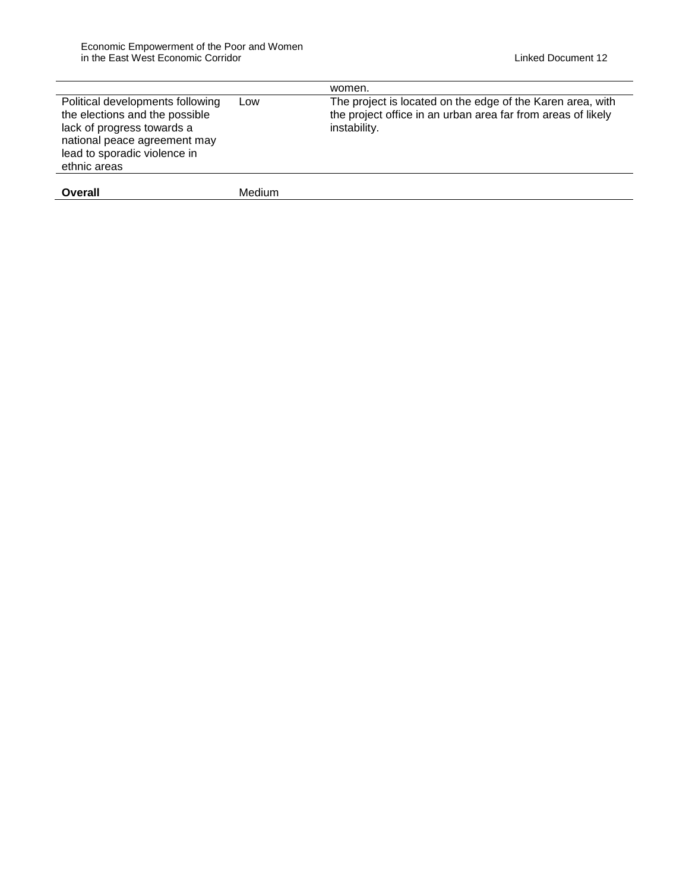| | | |
|---|---|---|
| | | women. |
| Political developments following the elections and the possible lack of progress towards a national peace agreement may lead to sporadic violence in ethnic areas | Low | The project is located on the edge of the Karen area, with the project office in an urban area far from areas of likely instability. |
| **Overall** | Medium | |